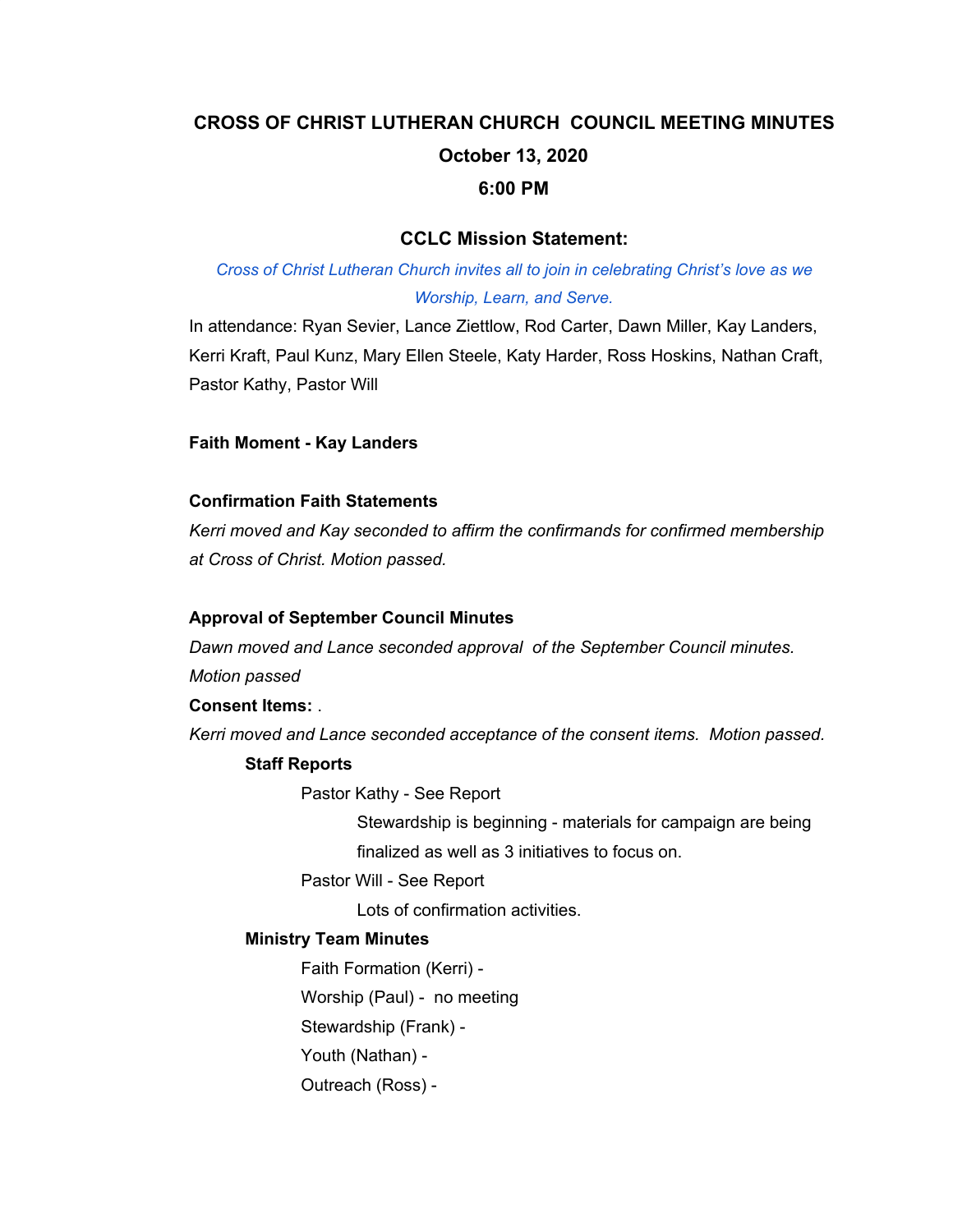# CROSS OF CHRIST LUTHERAN CHURCH COUNCIL MEETING MINUTES

## October 13, 2020

## 6:00 PM

### CCLC Mission Statement:

*Cross of Christ Lutheran Church invites all to join in celebrating Christ's love as we Worship, Learn, and Serve.*

In attendance: Ryan Sevier, Lance Ziettlow, Rod Carter, Dawn Miller, Kay Landers, Kerri Kraft, Paul Kunz, Mary Ellen Steele, Katy Harder, Ross Hoskins, Nathan Craft, Pastor Kathy, Pastor Will

**Faith Moment - Kay Landers**

**Confirmation Faith Statements**

*Kerri moved and Kay seconded to affirm the confirmands for confirmed membership at Cross of Christ. Motion passed.*

**Approval of September Council Minutes**

*Dawn moved and Lance seconded approval of the September Council minutes. Motion passed*

**Consent Items:** .

*Kerri moved and Lance seconded acceptance of the consent items. Motion passed.*

- **Staff Reports**
  - Pastor Kathy - See Report
    - Stewardship is beginning - materials for campaign are being finalized as well as 3 initiatives to focus on.
  - Pastor Will - See Report
    - Lots of confirmation activities.
- **Ministry Team Minutes**
  - Faith Formation (Kerri) -
  - Worship (Paul) - no meeting
  - Stewardship (Frank) -
  - Youth (Nathan) -
  - Outreach (Ross) -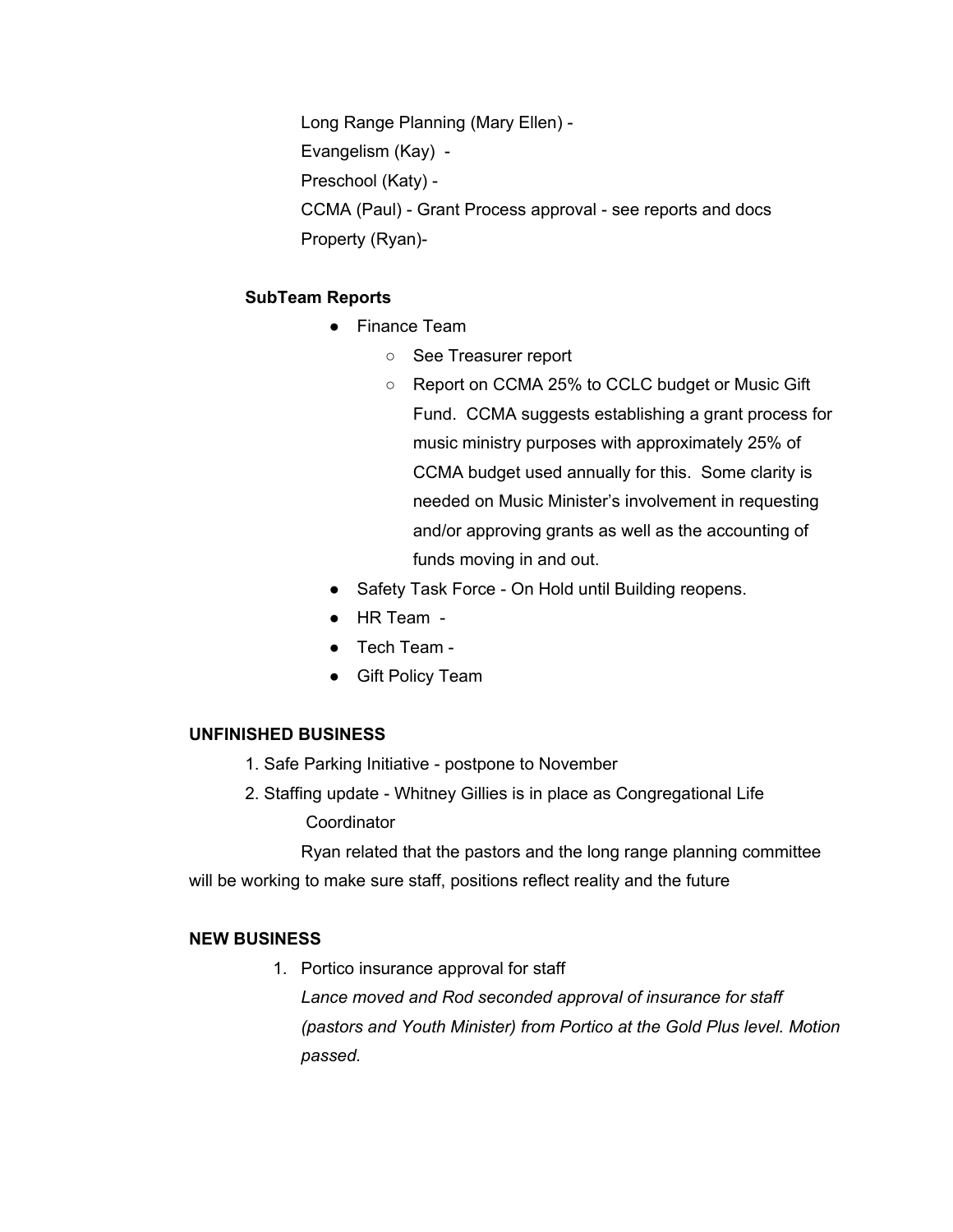Long Range Planning (Mary Ellen) -

Evangelism (Kay) -

Preschool (Katy) -

CCMA (Paul) - Grant Process approval - see reports and docs

Property (Ryan)-

**SubTeam Reports**

- Finance Team
  - See Treasurer report
  - Report on CCMA 25% to CCLC budget or Music Gift Fund. CCMA suggests establishing a grant process for music ministry purposes with approximately 25% of CCMA budget used annually for this. Some clarity is needed on Music Minister's involvement in requesting and/or approving grants as well as the accounting of funds moving in and out.
- Safety Task Force - On Hold until Building reopens.
- HR Team -
- Tech Team -
- Gift Policy Team

**UNFINISHED BUSINESS**

1. Safe Parking Initiative - postpone to November
2. Staffing update - Whitney Gillies is in place as Congregational Life Coordinator

Ryan related that the pastors and the long range planning committee will be working to make sure staff, positions reflect reality and the future

**NEW BUSINESS**

1. Portico insurance approval for staff

   *Lance moved and Rod seconded approval of insurance for staff (pastors and Youth Minister) from Portico at the Gold Plus level. Motion passed.*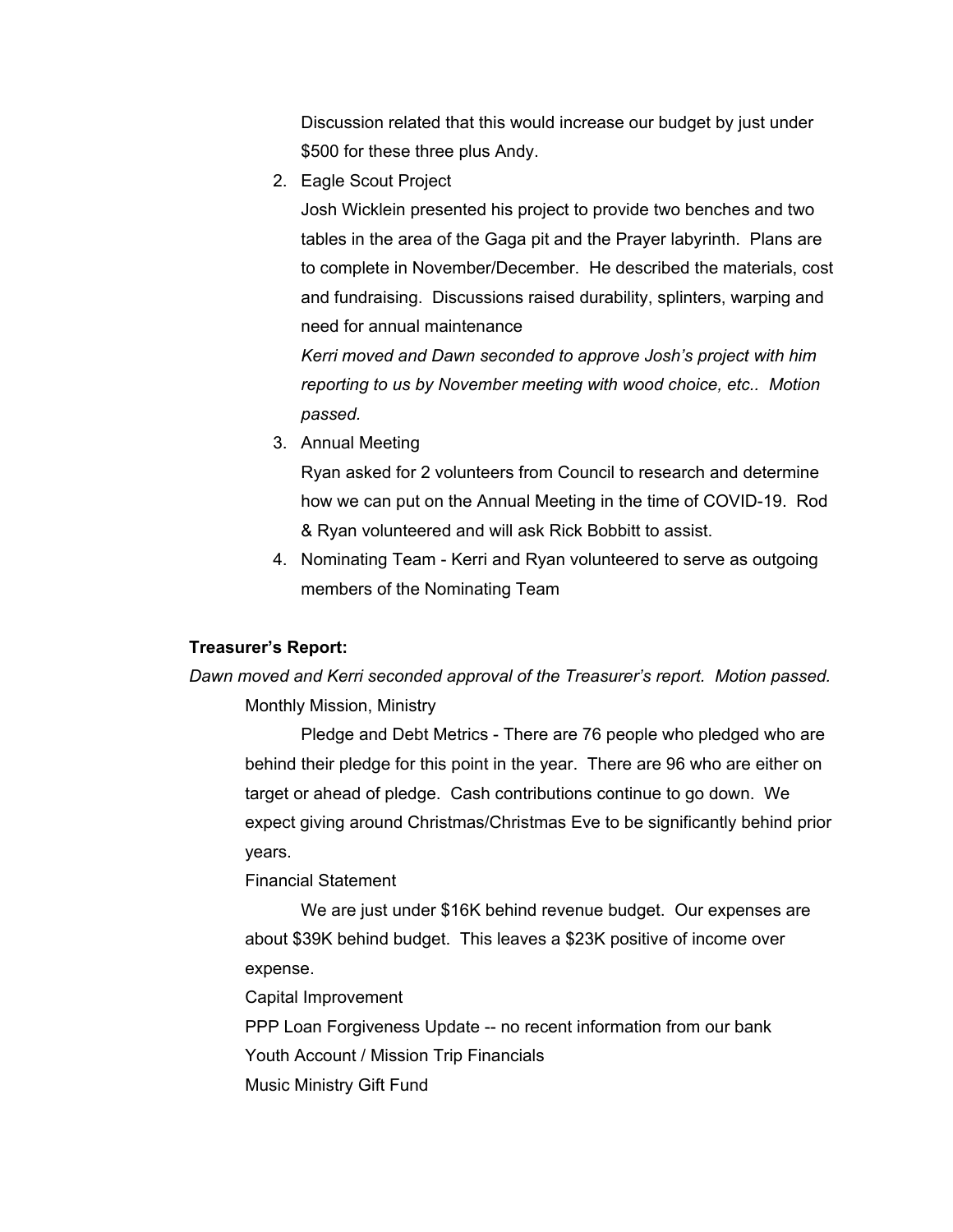Discussion related that this would increase our budget by just under $500 for these three plus Andy.

2. Eagle Scout Project

   Josh Wicklein presented his project to provide two benches and two tables in the area of the Gaga pit and the Prayer labyrinth. Plans are to complete in November/December. He described the materials, cost and fundraising. Discussions raised durability, splinters, warping and need for annual maintenance

   *Kerri moved and Dawn seconded to approve Josh's project with him reporting to us by November meeting with wood choice, etc.. Motion passed.*

3. Annual Meeting

   Ryan asked for 2 volunteers from Council to research and determine how we can put on the Annual Meeting in the time of COVID-19. Rod & Ryan volunteered and will ask Rick Bobbitt to assist.

4. Nominating Team - Kerri and Ryan volunteered to serve as outgoing members of the Nominating Team

**Treasurer's Report:**

*Dawn moved and Kerri seconded approval of the Treasurer's report. Motion passed.*

Monthly Mission, Ministry

Pledge and Debt Metrics - There are 76 people who pledged who are behind their pledge for this point in the year. There are 96 who are either on target or ahead of pledge. Cash contributions continue to go down. We expect giving around Christmas/Christmas Eve to be significantly behind prior years.

Financial Statement

We are just under $16K behind revenue budget. Our expenses are about $39K behind budget. This leaves a $23K positive of income over expense.

Capital Improvement

PPP Loan Forgiveness Update -- no recent information from our bank

Youth Account / Mission Trip Financials

Music Ministry Gift Fund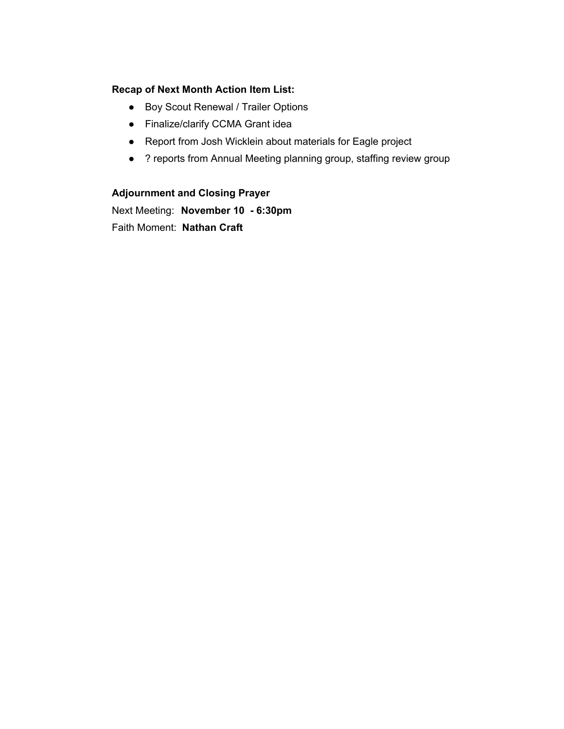**Recap of Next Month Action Item List:**

- Boy Scout Renewal / Trailer Options
- Finalize/clarify CCMA Grant idea
- Report from Josh Wicklein about materials for Eagle project
- ? reports from Annual Meeting planning group, staffing review group

**Adjournment and Closing Prayer**

Next Meeting: **November 10 - 6:30pm**

Faith Moment: **Nathan Craft**